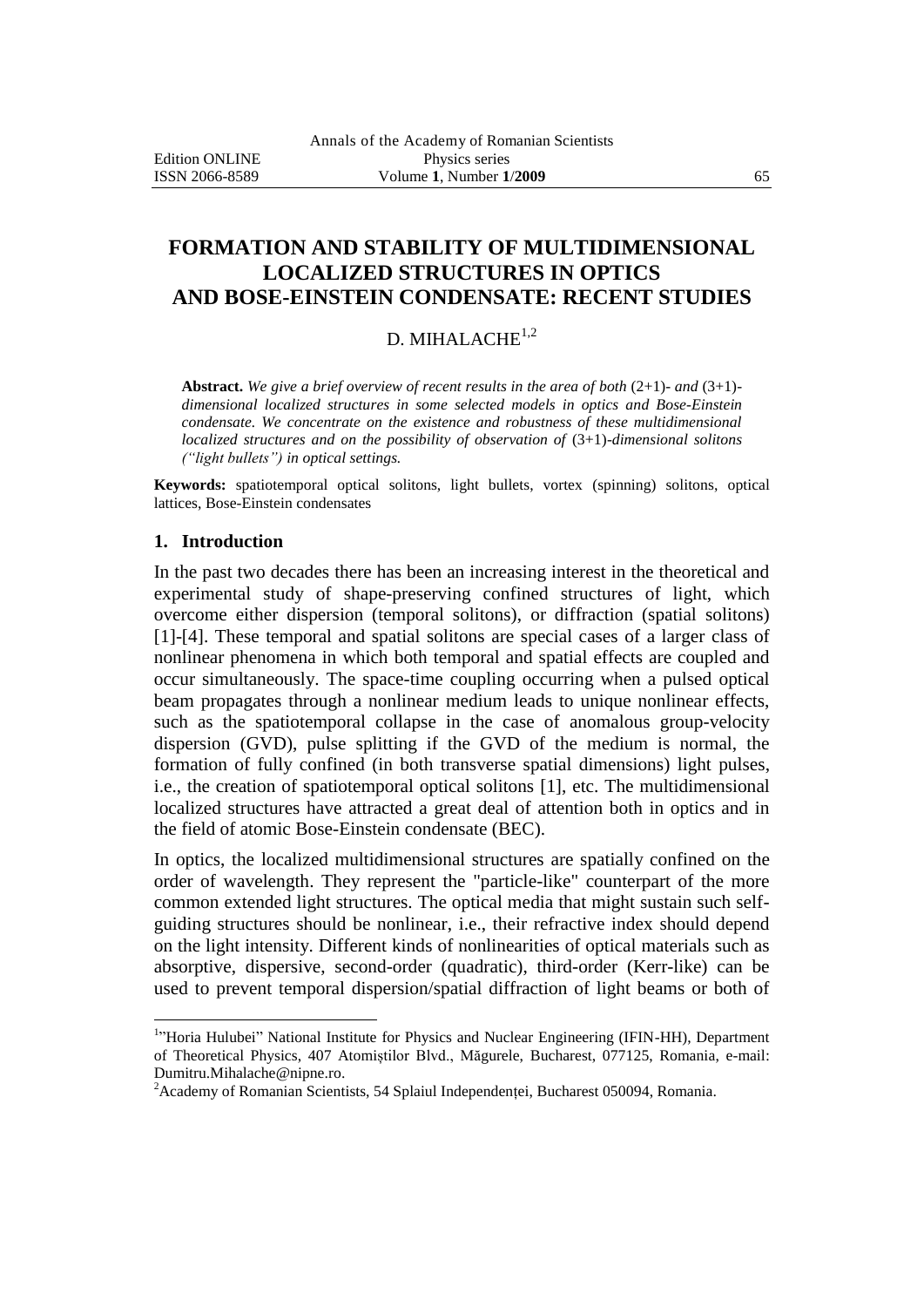# FORMATION AND STABILITY OF MULTIDIMENSIONAL LOCALIZED STRUCTURES IN OPTICS AND BOSE-EINSTEIN CONDENSATE: RECENT STUDIES

D. MIHALACHE[1,2]

**Abstract.** *We give a brief overview of recent results in the area of both* (2+1)- *and* (3+1)-*dimensional localized structures in some selected models in optics and Bose-Einstein condensate. We concentrate on the existence and robustness of these multidimensional localized structures and on the possibility of observation of* (3+1)-*dimensional solitons ("light bullets") in optical settings.*

**Keywords:** spatiotemporal optical solitons, light bullets, vortex (spinning) solitons, optical lattices, Bose-Einstein condensates

## 1. Introduction

In the past two decades there has been an increasing interest in the theoretical and experimental study of shape-preserving confined structures of light, which overcome either dispersion (temporal solitons), or diffraction (spatial solitons) [1]-[4]. These temporal and spatial solitons are special cases of a larger class of nonlinear phenomena in which both temporal and spatial effects are coupled and occur simultaneously. The space-time coupling occurring when a pulsed optical beam propagates through a nonlinear medium leads to unique nonlinear effects, such as the spatiotemporal collapse in the case of anomalous group-velocity dispersion (GVD), pulse splitting if the GVD of the medium is normal, the formation of fully confined (in both transverse spatial dimensions) light pulses, i.e., the creation of spatiotemporal optical solitons [1], etc. The multidimensional localized structures have attracted a great deal of attention both in optics and in the field of atomic Bose-Einstein condensate (BEC).

In optics, the localized multidimensional structures are spatially confined on the order of wavelength. They represent the "particle-like" counterpart of the more common extended light structures. The optical media that might sustain such self-guiding structures should be nonlinear, i.e., their refractive index should depend on the light intensity. Different kinds of nonlinearities of optical materials such as absorptive, dispersive, second-order (quadratic), third-order (Kerr-like) can be used to prevent temporal dispersion/spatial diffraction of light beams or both of

---

[1]"Horia Hulubei" National Institute for Physics and Nuclear Engineering (IFIN-HH), Department of Theoretical Physics, 407 Atomiștilor Blvd., Măgurele, Bucharest, 077125, Romania, e-mail: Dumitru.Mihalache@nipne.ro.

[2]Academy of Romanian Scientists, 54 Splaiul Independenței, Bucharest 050094, Romania.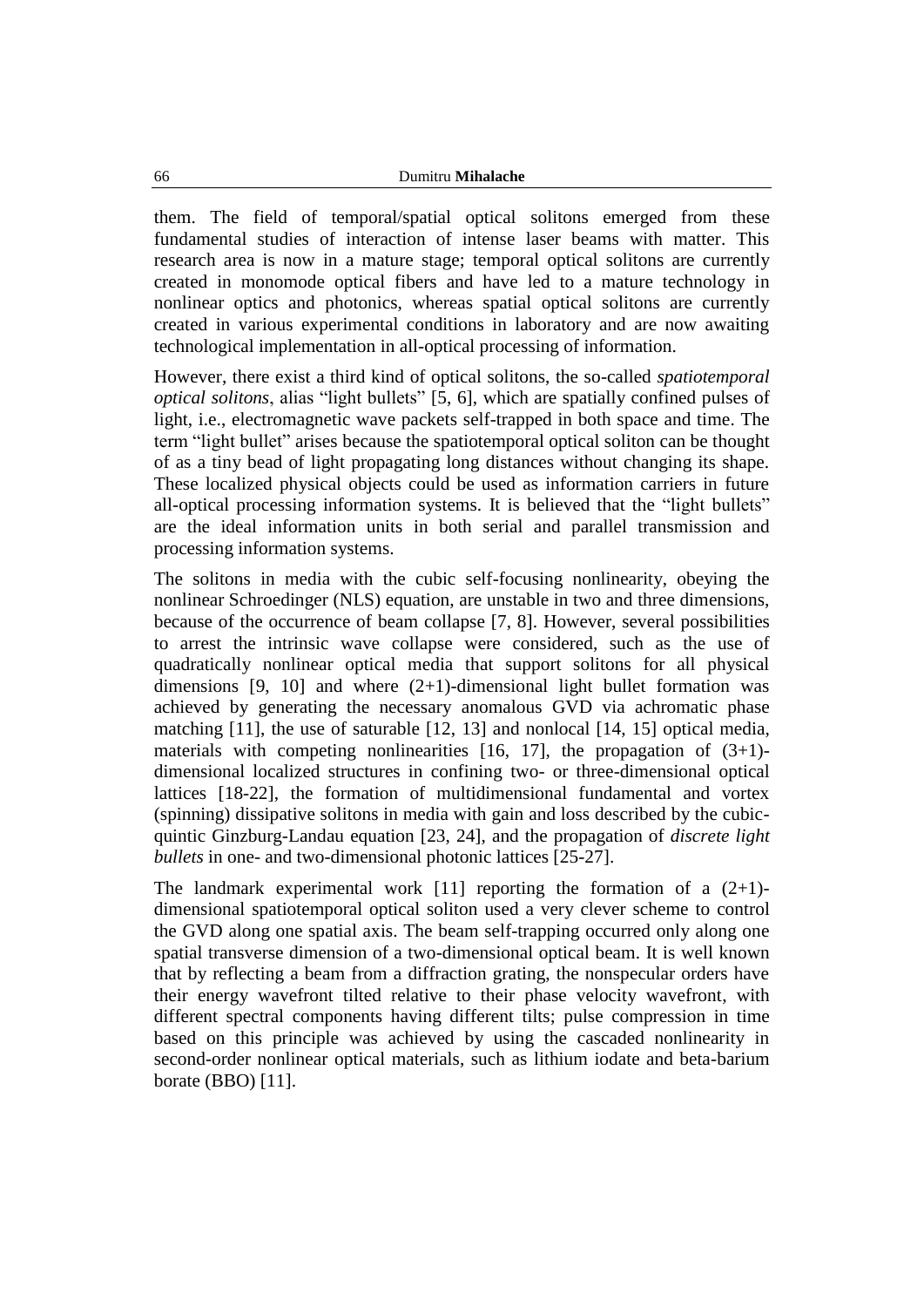them. The field of temporal/spatial optical solitons emerged from these fundamental studies of interaction of intense laser beams with matter. This research area is now in a mature stage; temporal optical solitons are currently created in monomode optical fibers and have led to a mature technology in nonlinear optics and photonics, whereas spatial optical solitons are currently created in various experimental conditions in laboratory and are now awaiting technological implementation in all-optical processing of information.

However, there exist a third kind of optical solitons, the so-called *spatiotemporal optical solitons*, alias "light bullets" [5, 6], which are spatially confined pulses of light, i.e., electromagnetic wave packets self-trapped in both space and time. The term "light bullet" arises because the spatiotemporal optical soliton can be thought of as a tiny bead of light propagating long distances without changing its shape. These localized physical objects could be used as information carriers in future all-optical processing information systems. It is believed that the "light bullets" are the ideal information units in both serial and parallel transmission and processing information systems.

The solitons in media with the cubic self-focusing nonlinearity, obeying the nonlinear Schroedinger (NLS) equation, are unstable in two and three dimensions, because of the occurrence of beam collapse [7, 8]. However, several possibilities to arrest the intrinsic wave collapse were considered, such as the use of quadratically nonlinear optical media that support solitons for all physical dimensions [9, 10] and where (2+1)-dimensional light bullet formation was achieved by generating the necessary anomalous GVD via achromatic phase matching [11], the use of saturable [12, 13] and nonlocal [14, 15] optical media, materials with competing nonlinearities [16, 17], the propagation of (3+1)-dimensional localized structures in confining two- or three-dimensional optical lattices [18-22], the formation of multidimensional fundamental and vortex (spinning) dissipative solitons in media with gain and loss described by the cubic-quintic Ginzburg-Landau equation [23, 24], and the propagation of *discrete light bullets* in one- and two-dimensional photonic lattices [25-27].

The landmark experimental work [11] reporting the formation of a (2+1)-dimensional spatiotemporal optical soliton used a very clever scheme to control the GVD along one spatial axis. The beam self-trapping occurred only along one spatial transverse dimension of a two-dimensional optical beam. It is well known that by reflecting a beam from a diffraction grating, the nonspecular orders have their energy wavefront tilted relative to their phase velocity wavefront, with different spectral components having different tilts; pulse compression in time based on this principle was achieved by using the cascaded nonlinearity in second-order nonlinear optical materials, such as lithium iodate and beta-barium borate (BBO) [11].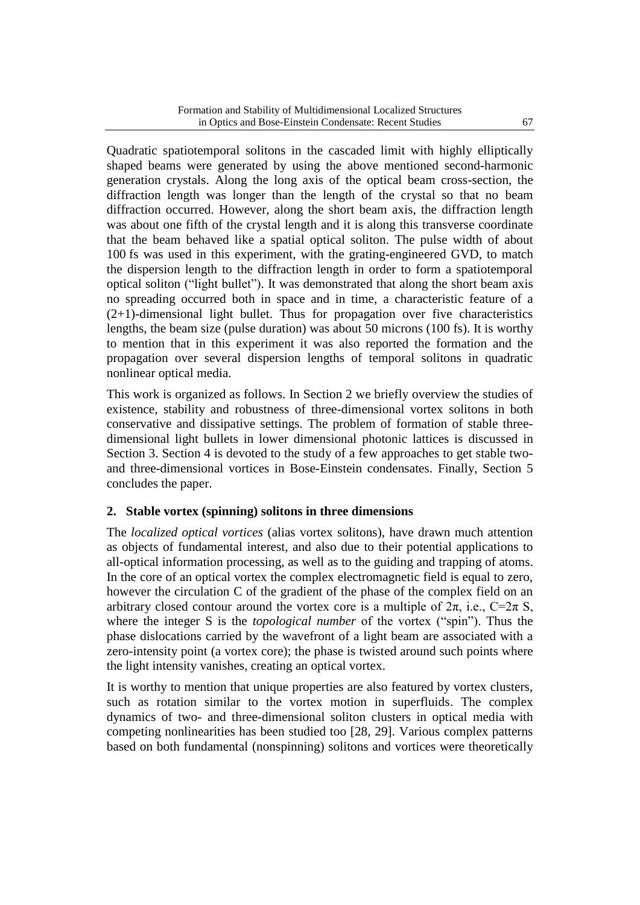Quadratic spatiotemporal solitons in the cascaded limit with highly elliptically shaped beams were generated by using the above mentioned second-harmonic generation crystals. Along the long axis of the optical beam cross-section, the diffraction length was longer than the length of the crystal so that no beam diffraction occurred. However, along the short beam axis, the diffraction length was about one fifth of the crystal length and it is along this transverse coordinate that the beam behaved like a spatial optical soliton. The pulse width of about 100 fs was used in this experiment, with the grating-engineered GVD, to match the dispersion length to the diffraction length in order to form a spatiotemporal optical soliton ("light bullet"). It was demonstrated that along the short beam axis no spreading occurred both in space and in time, a characteristic feature of a (2+1)-dimensional light bullet. Thus for propagation over five characteristics lengths, the beam size (pulse duration) was about 50 microns (100 fs). It is worthy to mention that in this experiment it was also reported the formation and the propagation over several dispersion lengths of temporal solitons in quadratic nonlinear optical media.

This work is organized as follows. In Section 2 we briefly overview the studies of existence, stability and robustness of three-dimensional vortex solitons in both conservative and dissipative settings. The problem of formation of stable three-dimensional light bullets in lower dimensional photonic lattices is discussed in Section 3. Section 4 is devoted to the study of a few approaches to get stable two- and three-dimensional vortices in Bose-Einstein condensates. Finally, Section 5 concludes the paper.

## 2. Stable vortex (spinning) solitons in three dimensions

The *localized optical vortices* (alias vortex solitons), have drawn much attention as objects of fundamental interest, and also due to their potential applications to all-optical information processing, as well as to the guiding and trapping of atoms. In the core of an optical vortex the complex electromagnetic field is equal to zero, however the circulation C of the gradient of the phase of the complex field on an arbitrary closed contour around the vortex core is a multiple of $2\pi$, i.e., $C=2\pi$ S, where the integer S is the *topological number* of the vortex ("spin"). Thus the phase dislocations carried by the wavefront of a light beam are associated with a zero-intensity point (a vortex core); the phase is twisted around such points where the light intensity vanishes, creating an optical vortex.

It is worthy to mention that unique properties are also featured by vortex clusters, such as rotation similar to the vortex motion in superfluids. The complex dynamics of two- and three-dimensional soliton clusters in optical media with competing nonlinearities has been studied too [28, 29]. Various complex patterns based on both fundamental (nonspinning) solitons and vortices were theoretically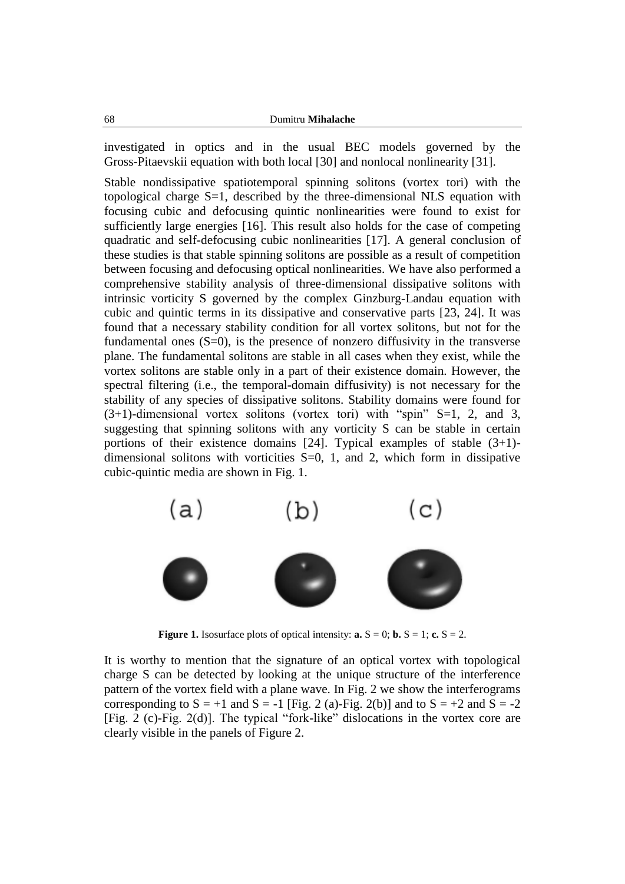investigated in optics and in the usual BEC models governed by the Gross-Pitaevskii equation with both local [30] and nonlocal nonlinearity [31].

Stable nondissipative spatiotemporal spinning solitons (vortex tori) with the topological charge S=1, described by the three-dimensional NLS equation with focusing cubic and defocusing quintic nonlinearities were found to exist for sufficiently large energies [16]. This result also holds for the case of competing quadratic and self-defocusing cubic nonlinearities [17]. A general conclusion of these studies is that stable spinning solitons are possible as a result of competition between focusing and defocusing optical nonlinearities. We have also performed a comprehensive stability analysis of three-dimensional dissipative solitons with intrinsic vorticity S governed by the complex Ginzburg-Landau equation with cubic and quintic terms in its dissipative and conservative parts [23, 24]. It was found that a necessary stability condition for all vortex solitons, but not for the fundamental ones (S=0), is the presence of nonzero diffusivity in the transverse plane. The fundamental solitons are stable in all cases when they exist, while the vortex solitons are stable only in a part of their existence domain. However, the spectral filtering (i.e., the temporal-domain diffusivity) is not necessary for the stability of any species of dissipative solitons. Stability domains were found for (3+1)-dimensional vortex solitons (vortex tori) with "spin" S=1, 2, and 3, suggesting that spinning solitons with any vorticity S can be stable in certain portions of their existence domains [24]. Typical examples of stable (3+1)-dimensional solitons with vorticities S=0, 1, and 2, which form in dissipative cubic-quintic media are shown in Fig. 1.

(a) (b) (c)

**Figure 1.** Isosurface plots of optical intensity: **a.** S = 0; **b.** S = 1; **c.** S = 2.

It is worthy to mention that the signature of an optical vortex with topological charge S can be detected by looking at the unique structure of the interference pattern of the vortex field with a plane wave. In Fig. 2 we show the interferograms corresponding to S = +1 and S = -1 [Fig. 2 (a)-Fig. 2(b)] and to S = +2 and S = -2 [Fig. 2 (c)-Fig. 2(d)]. The typical "fork-like" dislocations in the vortex core are clearly visible in the panels of Figure 2.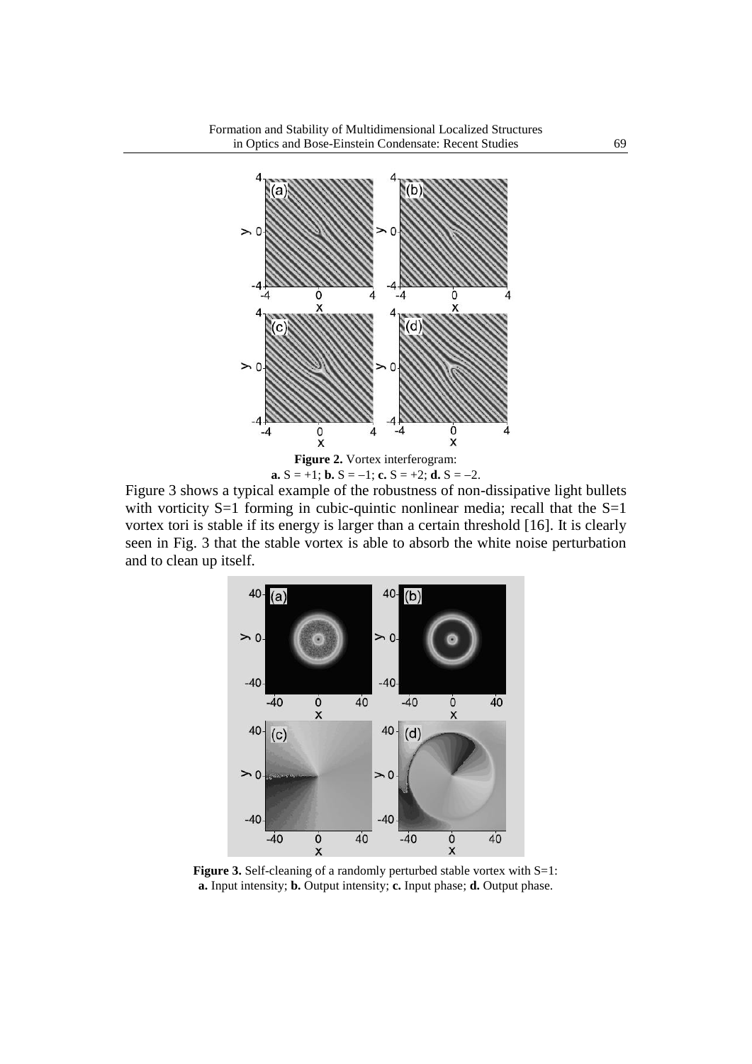**Figure 2.** Vortex interferogram:
**a.** S = +1; **b.** S = –1; **c.** S = +2; **d.** S = –2.

Figure 3 shows a typical example of the robustness of non-dissipative light bullets with vorticity S=1 forming in cubic-quintic nonlinear media; recall that the S=1 vortex tori is stable if its energy is larger than a certain threshold [16]. It is clearly seen in Fig. 3 that the stable vortex is able to absorb the white noise perturbation and to clean up itself.

**Figure 3.** Self-cleaning of a randomly perturbed stable vortex with S=1:
**a.** Input intensity; **b.** Output intensity; **c.** Input phase; **d.** Output phase.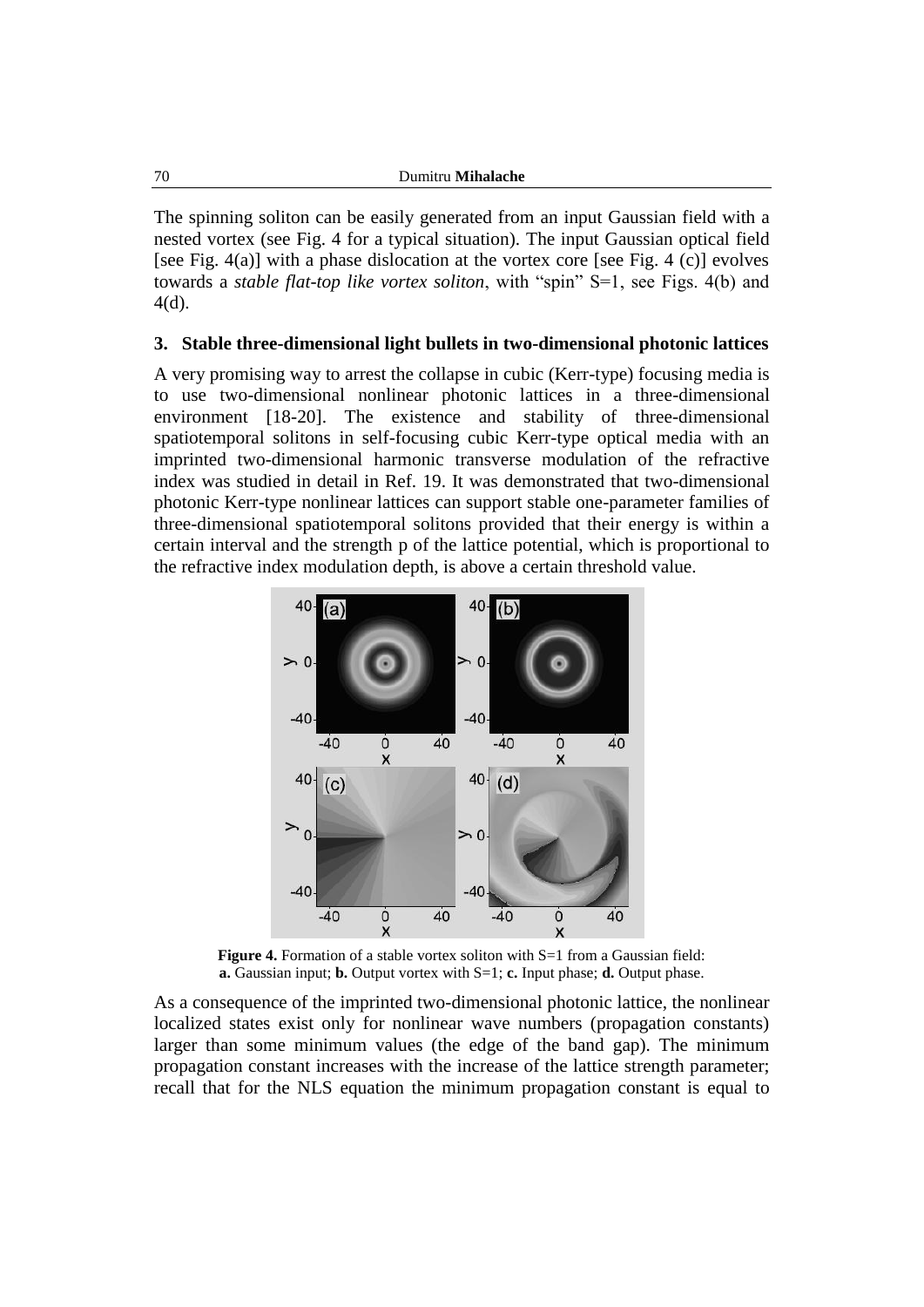The spinning soliton can be easily generated from an input Gaussian field with a nested vortex (see Fig. 4 for a typical situation). The input Gaussian optical field [see Fig. 4(a)] with a phase dislocation at the vortex core [see Fig. 4 (c)] evolves towards a *stable flat-top like vortex soliton*, with "spin" S=1, see Figs. 4(b) and 4(d).

## 3. Stable three-dimensional light bullets in two-dimensional photonic lattices

A very promising way to arrest the collapse in cubic (Kerr-type) focusing media is to use two-dimensional nonlinear photonic lattices in a three-dimensional environment [18-20]. The existence and stability of three-dimensional spatiotemporal solitons in self-focusing cubic Kerr-type optical media with an imprinted two-dimensional harmonic transverse modulation of the refractive index was studied in detail in Ref. 19. It was demonstrated that two-dimensional photonic Kerr-type nonlinear lattices can support stable one-parameter families of three-dimensional spatiotemporal solitons provided that their energy is within a certain interval and the strength p of the lattice potential, which is proportional to the refractive index modulation depth, is above a certain threshold value.

**Figure 4.** Formation of a stable vortex soliton with S=1 from a Gaussian field: **a.** Gaussian input; **b.** Output vortex with S=1; **c.** Input phase; **d.** Output phase.

As a consequence of the imprinted two-dimensional photonic lattice, the nonlinear localized states exist only for nonlinear wave numbers (propagation constants) larger than some minimum values (the edge of the band gap). The minimum propagation constant increases with the increase of the lattice strength parameter; recall that for the NLS equation the minimum propagation constant is equal to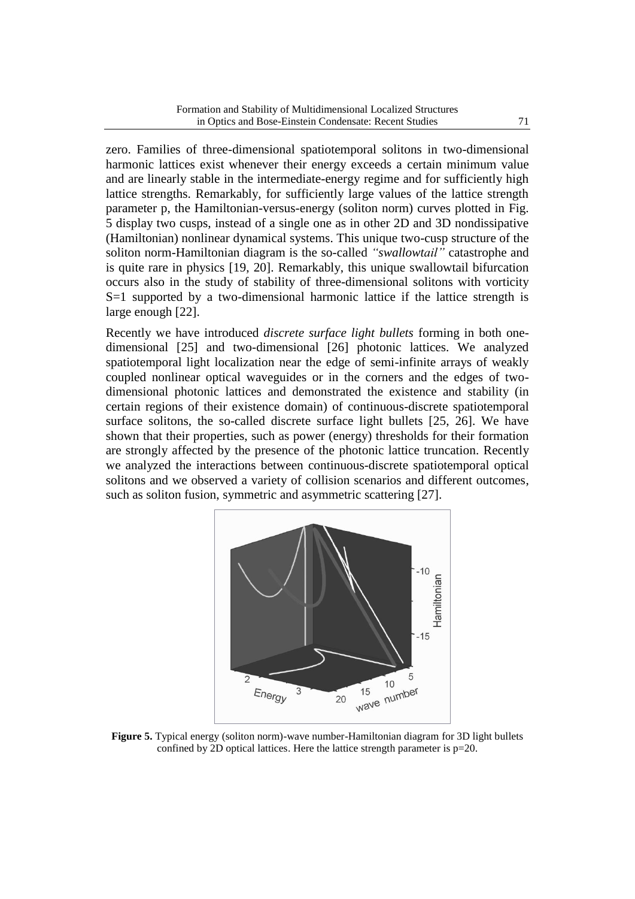zero. Families of three-dimensional spatiotemporal solitons in two-dimensional harmonic lattices exist whenever their energy exceeds a certain minimum value and are linearly stable in the intermediate-energy regime and for sufficiently high lattice strengths. Remarkably, for sufficiently large values of the lattice strength parameter p, the Hamiltonian-versus-energy (soliton norm) curves plotted in Fig. 5 display two cusps, instead of a single one as in other 2D and 3D nondissipative (Hamiltonian) nonlinear dynamical systems. This unique two-cusp structure of the soliton norm-Hamiltonian diagram is the so-called *"swallowtail"* catastrophe and is quite rare in physics [19, 20]. Remarkably, this unique swallowtail bifurcation occurs also in the study of stability of three-dimensional solitons with vorticity S=1 supported by a two-dimensional harmonic lattice if the lattice strength is large enough [22].

Recently we have introduced *discrete surface light bullets* forming in both one-dimensional [25] and two-dimensional [26] photonic lattices. We analyzed spatiotemporal light localization near the edge of semi-infinite arrays of weakly coupled nonlinear optical waveguides or in the corners and the edges of two-dimensional photonic lattices and demonstrated the existence and stability (in certain regions of their existence domain) of continuous-discrete spatiotemporal surface solitons, the so-called discrete surface light bullets [25, 26]. We have shown that their properties, such as power (energy) thresholds for their formation are strongly affected by the presence of the photonic lattice truncation. Recently we analyzed the interactions between continuous-discrete spatiotemporal optical solitons and we observed a variety of collision scenarios and different outcomes, such as soliton fusion, symmetric and asymmetric scattering [27].

**Figure 5.** Typical energy (soliton norm)-wave number-Hamiltonian diagram for 3D light bullets confined by 2D optical lattices. Here the lattice strength parameter is p=20.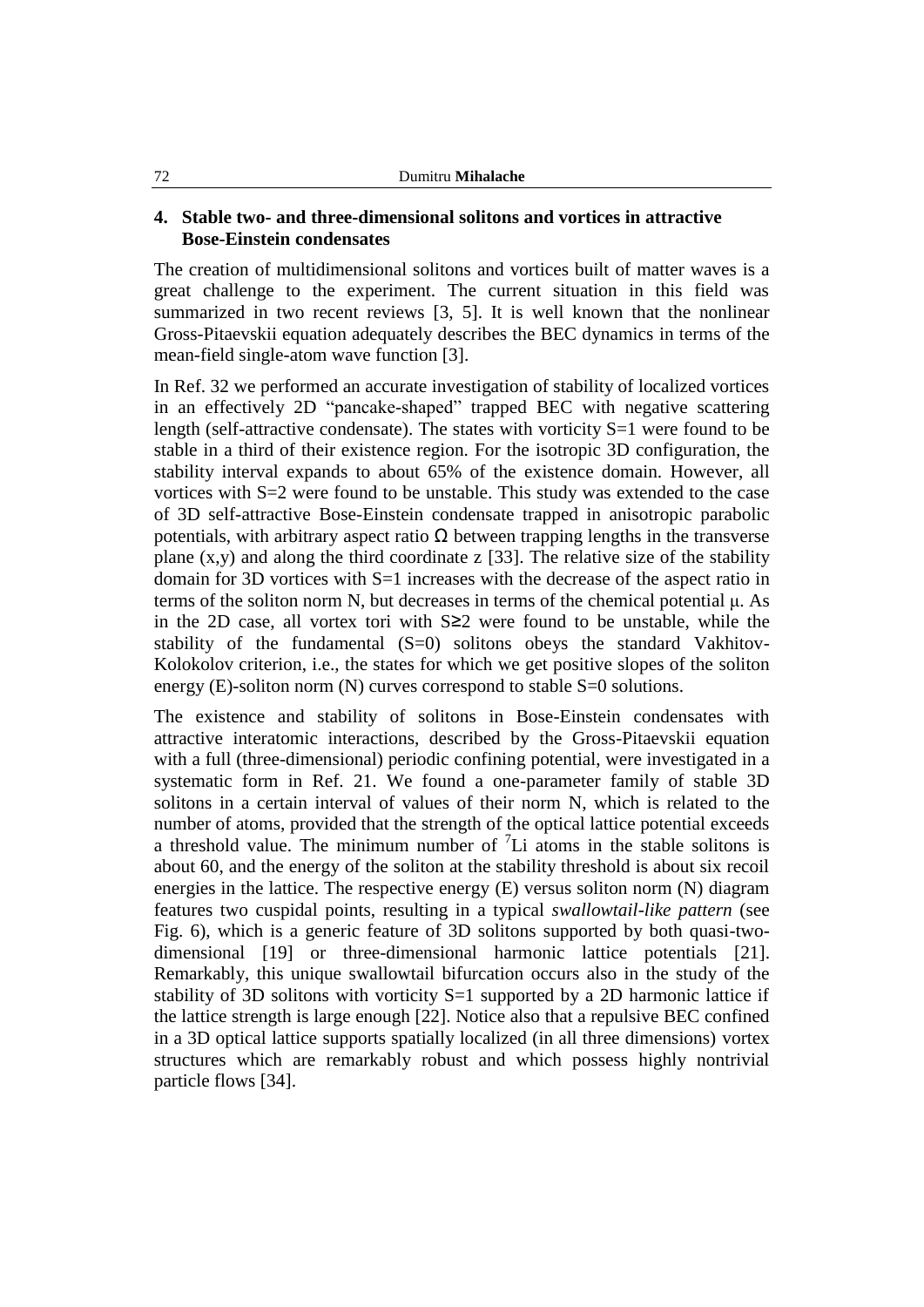## 4. Stable two- and three-dimensional solitons and vortices in attractive Bose-Einstein condensates

The creation of multidimensional solitons and vortices built of matter waves is a great challenge to the experiment. The current situation in this field was summarized in two recent reviews [3, 5]. It is well known that the nonlinear Gross-Pitaevskii equation adequately describes the BEC dynamics in terms of the mean-field single-atom wave function [3].

In Ref. 32 we performed an accurate investigation of stability of localized vortices in an effectively 2D "pancake-shaped" trapped BEC with negative scattering length (self-attractive condensate). The states with vorticity $S=1$ were found to be stable in a third of their existence region. For the isotropic 3D configuration, the stability interval expands to about 65% of the existence domain. However, all vortices with $S=2$ were found to be unstable. This study was extended to the case of 3D self-attractive Bose-Einstein condensate trapped in anisotropic parabolic potentials, with arbitrary aspect ratio $\Omega$ between trapping lengths in the transverse plane $(x,y)$ and along the third coordinate $z$ [33]. The relative size of the stability domain for 3D vortices with $S=1$ increases with the decrease of the aspect ratio in terms of the soliton norm $N$, but decreases in terms of the chemical potential $\mu$. As in the 2D case, all vortex tori with $S\geq 2$ were found to be unstable, while the stability of the fundamental ($S=0$) solitons obeys the standard Vakhitov-Kolokolov criterion, i.e., the states for which we get positive slopes of the soliton energy ($E$)-soliton norm ($N$) curves correspond to stable $S=0$ solutions.

The existence and stability of solitons in Bose-Einstein condensates with attractive interatomic interactions, described by the Gross-Pitaevskii equation with a full (three-dimensional) periodic confining potential, were investigated in a systematic form in Ref. 21. We found a one-parameter family of stable 3D solitons in a certain interval of values of their norm $N$, which is related to the number of atoms, provided that the strength of the optical lattice potential exceeds a threshold value. The minimum number of $^{7}Li$ atoms in the stable solitons is about 60, and the energy of the soliton at the stability threshold is about six recoil energies in the lattice. The respective energy ($E$) versus soliton norm ($N$) diagram features two cuspidal points, resulting in a typical *swallowtail-like pattern* (see Fig. 6), which is a generic feature of 3D solitons supported by both quasi-two-dimensional [19] or three-dimensional harmonic lattice potentials [21]. Remarkably, this unique swallowtail bifurcation occurs also in the study of the stability of 3D solitons with vorticity $S=1$ supported by a 2D harmonic lattice if the lattice strength is large enough [22]. Notice also that a repulsive BEC confined in a 3D optical lattice supports spatially localized (in all three dimensions) vortex structures which are remarkably robust and which possess highly nontrivial particle flows [34].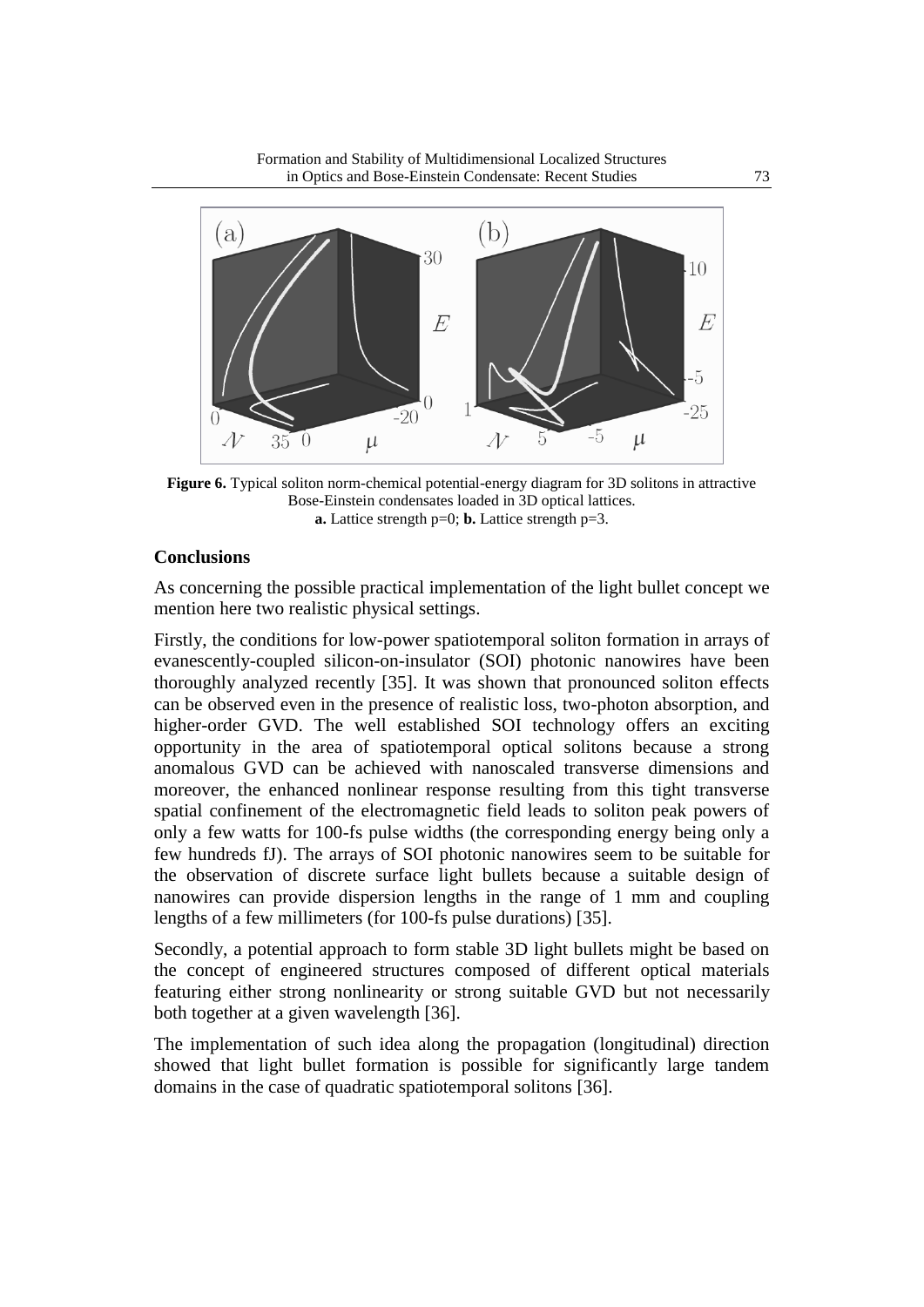**Figure 6.** Typical soliton norm-chemical potential-energy diagram for 3D solitons in attractive Bose-Einstein condensates loaded in 3D optical lattices.
**a.** Lattice strength p=0; **b.** Lattice strength p=3.

## Conclusions

As concerning the possible practical implementation of the light bullet concept we mention here two realistic physical settings.

Firstly, the conditions for low-power spatiotemporal soliton formation in arrays of evanescently-coupled silicon-on-insulator (SOI) photonic nanowires have been thoroughly analyzed recently [35]. It was shown that pronounced soliton effects can be observed even in the presence of realistic loss, two-photon absorption, and higher-order GVD. The well established SOI technology offers an exciting opportunity in the area of spatiotemporal optical solitons because a strong anomalous GVD can be achieved with nanoscaled transverse dimensions and moreover, the enhanced nonlinear response resulting from this tight transverse spatial confinement of the electromagnetic field leads to soliton peak powers of only a few watts for 100-fs pulse widths (the corresponding energy being only a few hundreds fJ). The arrays of SOI photonic nanowires seem to be suitable for the observation of discrete surface light bullets because a suitable design of nanowires can provide dispersion lengths in the range of 1 mm and coupling lengths of a few millimeters (for 100-fs pulse durations) [35].

Secondly, a potential approach to form stable 3D light bullets might be based on the concept of engineered structures composed of different optical materials featuring either strong nonlinearity or strong suitable GVD but not necessarily both together at a given wavelength [36].

The implementation of such idea along the propagation (longitudinal) direction showed that light bullet formation is possible for significantly large tandem domains in the case of quadratic spatiotemporal solitons [36].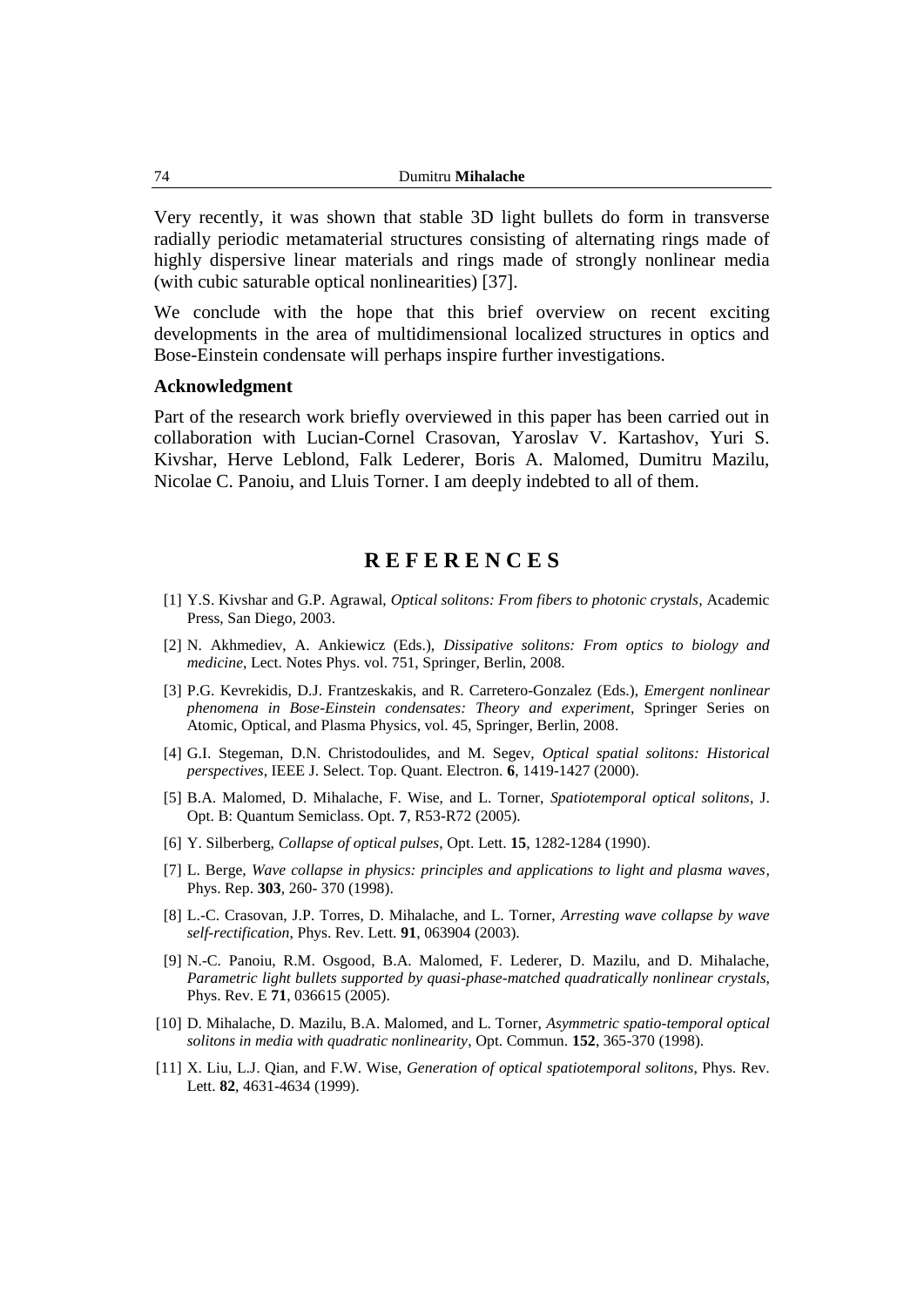Very recently, it was shown that stable 3D light bullets do form in transverse radially periodic metamaterial structures consisting of alternating rings made of highly dispersive linear materials and rings made of strongly nonlinear media (with cubic saturable optical nonlinearities) [37].

We conclude with the hope that this brief overview on recent exciting developments in the area of multidimensional localized structures in optics and Bose-Einstein condensate will perhaps inspire further investigations.

### Acknowledgment

Part of the research work briefly overviewed in this paper has been carried out in collaboration with Lucian-Cornel Crasovan, Yaroslav V. Kartashov, Yuri S. Kivshar, Herve Leblond, Falk Lederer, Boris A. Malomed, Dumitru Mazilu, Nicolae C. Panoiu, and Lluis Torner. I am deeply indebted to all of them.

## REFERENCES

[1] Y.S. Kivshar and G.P. Agrawal, *Optical solitons: From fibers to photonic crystals*, Academic Press, San Diego, 2003.

[2] N. Akhmediev, A. Ankiewicz (Eds.), *Dissipative solitons: From optics to biology and medicine*, Lect. Notes Phys. vol. 751, Springer, Berlin, 2008.

[3] P.G. Kevrekidis, D.J. Frantzeskakis, and R. Carretero-Gonzalez (Eds.), *Emergent nonlinear phenomena in Bose-Einstein condensates: Theory and experiment*, Springer Series on Atomic, Optical, and Plasma Physics, vol. 45, Springer, Berlin, 2008.

[4] G.I. Stegeman, D.N. Christodoulides, and M. Segev, *Optical spatial solitons: Historical perspectives*, IEEE J. Select. Top. Quant. Electron. **6**, 1419-1427 (2000).

[5] B.A. Malomed, D. Mihalache, F. Wise, and L. Torner, *Spatiotemporal optical solitons*, J. Opt. B: Quantum Semiclass. Opt. **7**, R53-R72 (2005).

[6] Y. Silberberg, *Collapse of optical pulses*, Opt. Lett. **15**, 1282-1284 (1990).

[7] L. Berge, *Wave collapse in physics: principles and applications to light and plasma waves*, Phys. Rep. **303**, 260- 370 (1998).

[8] L.-C. Crasovan, J.P. Torres, D. Mihalache, and L. Torner, *Arresting wave collapse by wave self-rectification*, Phys. Rev. Lett. **91**, 063904 (2003).

[9] N.-C. Panoiu, R.M. Osgood, B.A. Malomed, F. Lederer, D. Mazilu, and D. Mihalache, *Parametric light bullets supported by quasi-phase-matched quadratically nonlinear crystals*, Phys. Rev. E **71**, 036615 (2005).

[10] D. Mihalache, D. Mazilu, B.A. Malomed, and L. Torner, *Asymmetric spatio-temporal optical solitons in media with quadratic nonlinearity*, Opt. Commun. **152**, 365-370 (1998).

[11] X. Liu, L.J. Qian, and F.W. Wise, *Generation of optical spatiotemporal solitons*, Phys. Rev. Lett. **82**, 4631-4634 (1999).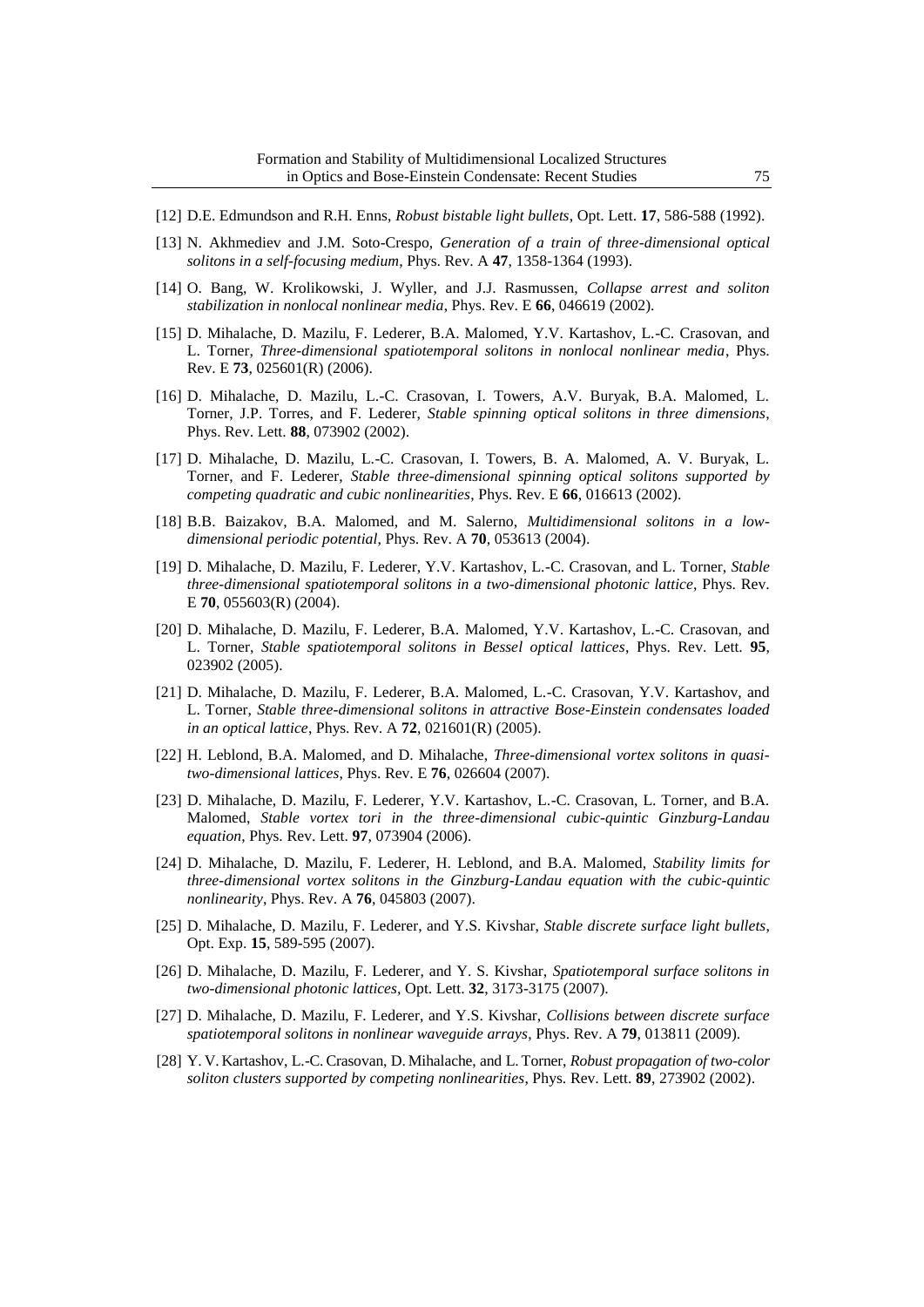[12] D.E. Edmundson and R.H. Enns, *Robust bistable light bullets*, Opt. Lett. **17**, 586-588 (1992).

[13] N. Akhmediev and J.M. Soto-Crespo, *Generation of a train of three-dimensional optical solitons in a self-focusing medium*, Phys. Rev. A **47**, 1358-1364 (1993).

[14] O. Bang, W. Krolikowski, J. Wyller, and J.J. Rasmussen, *Collapse arrest and soliton stabilization in nonlocal nonlinear media*, Phys. Rev. E **66**, 046619 (2002).

[15] D. Mihalache, D. Mazilu, F. Lederer, B.A. Malomed, Y.V. Kartashov, L.-C. Crasovan, and L. Torner, *Three-dimensional spatiotemporal solitons in nonlocal nonlinear media*, Phys. Rev. E **73**, 025601(R) (2006).

[16] D. Mihalache, D. Mazilu, L.-C. Crasovan, I. Towers, A.V. Buryak, B.A. Malomed, L. Torner, J.P. Torres, and F. Lederer, *Stable spinning optical solitons in three dimensions*, Phys. Rev. Lett. **88**, 073902 (2002).

[17] D. Mihalache, D. Mazilu, L.-C. Crasovan, I. Towers, B. A. Malomed, A. V. Buryak, L. Torner, and F. Lederer, *Stable three-dimensional spinning optical solitons supported by competing quadratic and cubic nonlinearities*, Phys. Rev. E **66**, 016613 (2002).

[18] B.B. Baizakov, B.A. Malomed, and M. Salerno, *Multidimensional solitons in a low-dimensional periodic potential*, Phys. Rev. A **70**, 053613 (2004).

[19] D. Mihalache, D. Mazilu, F. Lederer, Y.V. Kartashov, L.-C. Crasovan, and L. Torner, *Stable three-dimensional spatiotemporal solitons in a two-dimensional photonic lattice*, Phys. Rev. E **70**, 055603(R) (2004).

[20] D. Mihalache, D. Mazilu, F. Lederer, B.A. Malomed, Y.V. Kartashov, L.-C. Crasovan, and L. Torner, *Stable spatiotemporal solitons in Bessel optical lattices*, Phys. Rev. Lett. **95**, 023902 (2005).

[21] D. Mihalache, D. Mazilu, F. Lederer, B.A. Malomed, L.-C. Crasovan, Y.V. Kartashov, and L. Torner, *Stable three-dimensional solitons in attractive Bose-Einstein condensates loaded in an optical lattice*, Phys. Rev. A **72**, 021601(R) (2005).

[22] H. Leblond, B.A. Malomed, and D. Mihalache, *Three-dimensional vortex solitons in quasi-two-dimensional lattices*, Phys. Rev. E **76**, 026604 (2007).

[23] D. Mihalache, D. Mazilu, F. Lederer, Y.V. Kartashov, L.-C. Crasovan, L. Torner, and B.A. Malomed, *Stable vortex tori in the three-dimensional cubic-quintic Ginzburg-Landau equation*, Phys. Rev. Lett. **97**, 073904 (2006).

[24] D. Mihalache, D. Mazilu, F. Lederer, H. Leblond, and B.A. Malomed, *Stability limits for three-dimensional vortex solitons in the Ginzburg-Landau equation with the cubic-quintic nonlinearity*, Phys. Rev. A **76**, 045803 (2007).

[25] D. Mihalache, D. Mazilu, F. Lederer, and Y.S. Kivshar, *Stable discrete surface light bullets*, Opt. Exp. **15**, 589-595 (2007).

[26] D. Mihalache, D. Mazilu, F. Lederer, and Y. S. Kivshar, *Spatiotemporal surface solitons in two-dimensional photonic lattices*, Opt. Lett. **32**, 3173-3175 (2007).

[27] D. Mihalache, D. Mazilu, F. Lederer, and Y.S. Kivshar, *Collisions between discrete surface spatiotemporal solitons in nonlinear waveguide arrays*, Phys. Rev. A **79**, 013811 (2009).

[28] Y. V. Kartashov, L.-C. Crasovan, D. Mihalache, and L. Torner, *Robust propagation of two-color soliton clusters supported by competing nonlinearities*, Phys. Rev. Lett. **89**, 273902 (2002).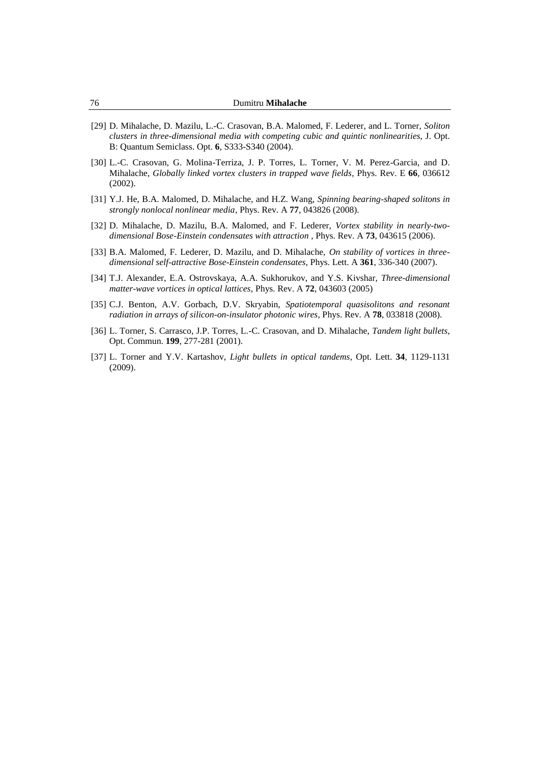[29] D. Mihalache, D. Mazilu, L.-C. Crasovan, B.A. Malomed, F. Lederer, and L. Torner, *Soliton clusters in three-dimensional media with competing cubic and quintic nonlinearities*, J. Opt. B: Quantum Semiclass. Opt. **6**, S333-S340 (2004).

[30] L.-C. Crasovan, G. Molina-Terriza, J. P. Torres, L. Torner, V. M. Perez-Garcia, and D. Mihalache, *Globally linked vortex clusters in trapped wave fields*, Phys. Rev. E **66**, 036612 (2002).

[31] Y.J. He, B.A. Malomed, D. Mihalache, and H.Z. Wang, *Spinning bearing-shaped solitons in strongly nonlocal nonlinear media*, Phys. Rev. A **77**, 043826 (2008).

[32] D. Mihalache, D. Mazilu, B.A. Malomed, and F. Lederer, *Vortex stability in nearly-two-dimensional Bose-Einstein condensates with attraction* , Phys. Rev. A **73**, 043615 (2006).

[33] B.A. Malomed, F. Lederer, D. Mazilu, and D. Mihalache, *On stability of vortices in three-dimensional self-attractive Bose-Einstein condensates*, Phys. Lett. A **361**, 336-340 (2007).

[34] T.J. Alexander, E.A. Ostrovskaya, A.A. Sukhorukov, and Y.S. Kivshar, *Three-dimensional matter-wave vortices in optical lattices*, Phys. Rev. A **72**, 043603 (2005)

[35] C.J. Benton, A.V. Gorbach, D.V. Skryabin, *Spatiotemporal quasisolitons and resonant radiation in arrays of silicon-on-insulator photonic wires*, Phys. Rev. A **78**, 033818 (2008).

[36] L. Torner, S. Carrasco, J.P. Torres, L.-C. Crasovan, and D. Mihalache, *Tandem light bullets*, Opt. Commun. **199**, 277-281 (2001).

[37] L. Torner and Y.V. Kartashov, *Light bullets in optical tandems*, Opt. Lett. **34**, 1129-1131 (2009).